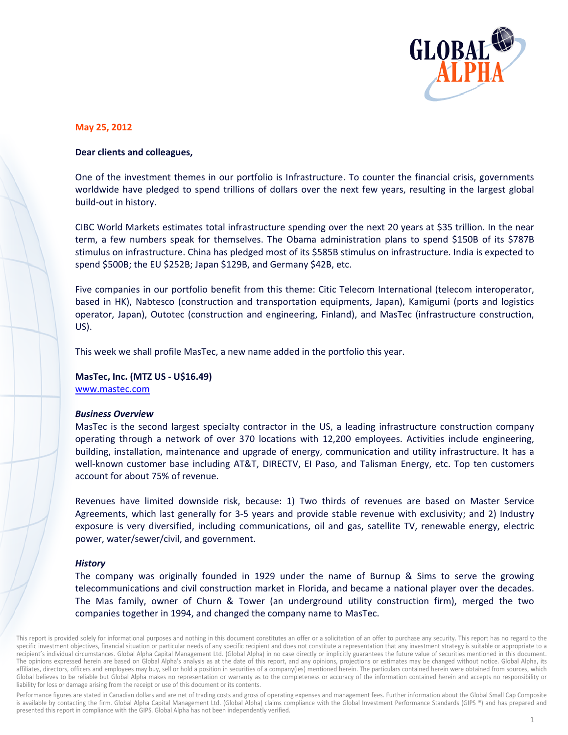**May 25, 2012**

**Dear clients and colleagues,**

One of the investment themes in our portfolio is Infrastructure. To counter the financial crisis, governments worldwide have pledged to spend trillions of dollars over the next few years, resulting in the largest global build-out in history.

CIBC World Markets estimates total infrastructure spending over the next 20 years at $35 trillion. In the near term, a few numbers speak for themselves. The Obama administration plans to spend $150B of its $787B stimulus on infrastructure. China has pledged most of its $585B stimulus on infrastructure. India is expected to spend $500B; the EU $252B; Japan $129B, and Germany $42B, etc.

Five companies in our portfolio benefit from this theme: Citic Telecom International (telecom interoperator, based in HK), Nabtesco (construction and transportation equipments, Japan), Kamigumi (ports and logistics operator, Japan), Outotec (construction and engineering, Finland), and MasTec (infrastructure construction, US).

This week we shall profile MasTec, a new name added in the portfolio this year.

**MasTec, Inc. (MTZ US - U$16.49)**
www.mastec.com

***Business Overview***

MasTec is the second largest specialty contractor in the US, a leading infrastructure construction company operating through a network of over 370 locations with 12,200 employees. Activities include engineering, building, installation, maintenance and upgrade of energy, communication and utility infrastructure. It has a well-known customer base including AT&T, DIRECTV, El Paso, and Talisman Energy, etc. Top ten customers account for about 75% of revenue.

Revenues have limited downside risk, because: 1) Two thirds of revenues are based on Master Service Agreements, which last generally for 3-5 years and provide stable revenue with exclusivity; and 2) Industry exposure is very diversified, including communications, oil and gas, satellite TV, renewable energy, electric power, water/sewer/civil, and government.

***History***

The company was originally founded in 1929 under the name of Burnup & Sims to serve the growing telecommunications and civil construction market in Florida, and became a national player over the decades. The Mas family, owner of Churn & Tower (an underground utility construction firm), merged the two companies together in 1994, and changed the company name to MasTec.

This report is provided solely for informational purposes and nothing in this document constitutes an offer or a solicitation of an offer to purchase any security. This report has no regard to the specific investment objectives, financial situation or particular needs of any specific recipient and does not constitute a representation that any investment strategy is suitable or appropriate to a recipient's individual circumstances. Global Alpha Capital Management Ltd. (Global Alpha) in no case directly or implicitly guarantees the future value of securities mentioned in this document. The opinions expressed herein are based on Global Alpha's analysis as at the date of this report, and any opinions, projections or estimates may be changed without notice. Global Alpha, its affiliates, directors, officers and employees may buy, sell or hold a position in securities of a company(ies) mentioned herein. The particulars contained herein were obtained from sources, which Global believes to be reliable but Global Alpha makes no representation or warranty as to the completeness or accuracy of the information contained herein and accepts no responsibility or liability for loss or damage arising from the receipt or use of this document or its contents.

Performance figures are stated in Canadian dollars and are net of trading costs and gross of operating expenses and management fees. Further information about the Global Small Cap Composite is available by contacting the firm. Global Alpha Capital Management Ltd. (Global Alpha) claims compliance with the Global Investment Performance Standards (GIPS ®) and has prepared and presented this report in compliance with the GIPS. Global Alpha has not been independently verified.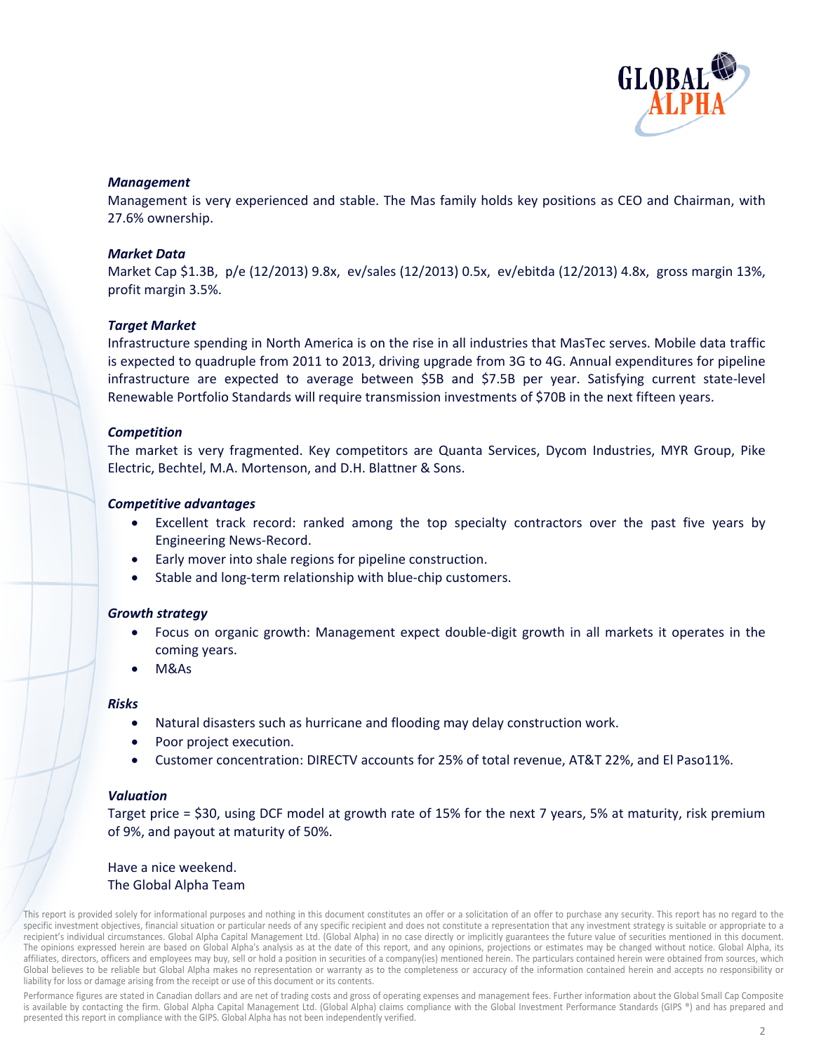***Management***

Management is very experienced and stable. The Mas family holds key positions as CEO and Chairman, with 27.6% ownership.

***Market Data***

Market Cap $1.3B, p/e (12/2013) 9.8x, ev/sales (12/2013) 0.5x, ev/ebitda (12/2013) 4.8x, gross margin 13%, profit margin 3.5%.

***Target Market***

Infrastructure spending in North America is on the rise in all industries that MasTec serves. Mobile data traffic is expected to quadruple from 2011 to 2013, driving upgrade from 3G to 4G. Annual expenditures for pipeline infrastructure are expected to average between $5B and $7.5B per year. Satisfying current state-level Renewable Portfolio Standards will require transmission investments of $70B in the next fifteen years.

***Competition***

The market is very fragmented. Key competitors are Quanta Services, Dycom Industries, MYR Group, Pike Electric, Bechtel, M.A. Mortenson, and D.H. Blattner & Sons.

***Competitive advantages***

- Excellent track record: ranked among the top specialty contractors over the past five years by Engineering News-Record.
- Early mover into shale regions for pipeline construction.
- Stable and long-term relationship with blue-chip customers.

***Growth strategy***

- Focus on organic growth: Management expect double-digit growth in all markets it operates in the coming years.
- M&As

***Risks***

- Natural disasters such as hurricane and flooding may delay construction work.
- Poor project execution.
- Customer concentration: DIRECTV accounts for 25% of total revenue, AT&T 22%, and El Paso11%.

***Valuation***

Target price = $30, using DCF model at growth rate of 15% for the next 7 years, 5% at maturity, risk premium of 9%, and payout at maturity of 50%.

Have a nice weekend.
The Global Alpha Team

This report is provided solely for informational purposes and nothing in this document constitutes an offer or a solicitation of an offer to purchase any security. This report has no regard to the specific investment objectives, financial situation or particular needs of any specific recipient and does not constitute a representation that any investment strategy is suitable or appropriate to a recipient's individual circumstances. Global Alpha Capital Management Ltd. (Global Alpha) in no case directly or implicitly guarantees the future value of securities mentioned in this document. The opinions expressed herein are based on Global Alpha's analysis as at the date of this report, and any opinions, projections or estimates may be changed without notice. Global Alpha, its affiliates, directors, officers and employees may buy, sell or hold a position in securities of a company(ies) mentioned herein. The particulars contained herein were obtained from sources, which Global believes to be reliable but Global Alpha makes no representation or warranty as to the completeness or accuracy of the information contained herein and accepts no responsibility or liability for loss or damage arising from the receipt or use of this document or its contents.

Performance figures are stated in Canadian dollars and are net of trading costs and gross of operating expenses and management fees. Further information about the Global Small Cap Composite is available by contacting the firm. Global Alpha Capital Management Ltd. (Global Alpha) claims compliance with the Global Investment Performance Standards (GIPS ®) and has prepared and presented this report in compliance with the GIPS. Global Alpha has not been independently verified.